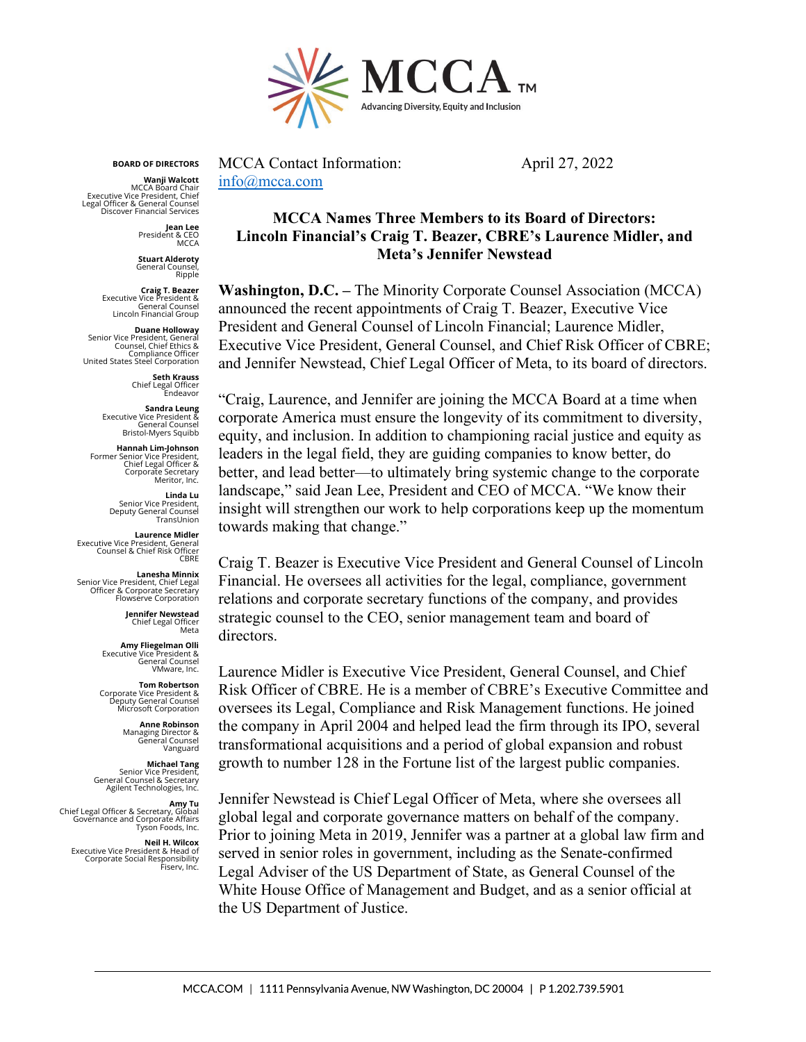MCCA™
Advancing Diversity, Equity and Inclusion

**BOARD OF DIRECTORS**

**Wanji Walcott**
MCCA Board Chair
Executive Vice President, Chief Legal Officer & General Counsel
Discover Financial Services

**Jean Lee**
President & CEO
MCCA

**Stuart Alderoty**
General Counsel,
Ripple

**Craig T. Beazer**
Executive Vice President & General Counsel
Lincoln Financial Group

**Duane Holloway**
Senior Vice President, General Counsel, Chief Ethics & Compliance Officer
United States Steel Corporation

**Seth Krauss**
Chief Legal Officer
Endeavor

**Sandra Leung**
Executive Vice President & General Counsel
Bristol-Myers Squibb

**Hannah Lim-Johnson**
Former Senior Vice President, Chief Legal Officer & Corporate Secretary
Meritor, Inc.

**Linda Lu**
Senior Vice President, Deputy General Counsel
TransUnion

**Laurence Midler**
Executive Vice President, General Counsel & Chief Risk Officer
CBRE

**Lanesha Minnix**
Senior Vice President, Chief Legal Officer & Corporate Secretary
Flowserve Corporation

**Jennifer Newstead**
Chief Legal Officer
Meta

**Amy Fliegelman Olli**
Executive Vice President & General Counsel
VMware, Inc.

**Tom Robertson**
Corporate Vice President & Deputy General Counsel
Microsoft Corporation

**Anne Robinson**
Managing Director & General Counsel
Vanguard

**Michael Tang**
Senior Vice President, General Counsel & Secretary
Agilent Technologies, Inc.

**Amy Tu**
Chief Legal Officer & Secretary, Global Governance and Corporate Affairs
Tyson Foods, Inc.

**Neil H. Wilcox**
Executive Vice President & Head of Corporate Social Responsibility
Fiserv, Inc.

MCCA Contact Information:
info@mcca.com

April 27, 2022

## MCCA Names Three Members to its Board of Directors: Lincoln Financial's Craig T. Beazer, CBRE's Laurence Midler, and Meta's Jennifer Newstead

**Washington, D.C. –** The Minority Corporate Counsel Association (MCCA) announced the recent appointments of Craig T. Beazer, Executive Vice President and General Counsel of Lincoln Financial; Laurence Midler, Executive Vice President, General Counsel, and Chief Risk Officer of CBRE; and Jennifer Newstead, Chief Legal Officer of Meta, to its board of directors.

"Craig, Laurence, and Jennifer are joining the MCCA Board at a time when corporate America must ensure the longevity of its commitment to diversity, equity, and inclusion. In addition to championing racial justice and equity as leaders in the legal field, they are guiding companies to know better, do better, and lead better—to ultimately bring systemic change to the corporate landscape," said Jean Lee, President and CEO of MCCA. "We know their insight will strengthen our work to help corporations keep up the momentum towards making that change."

Craig T. Beazer is Executive Vice President and General Counsel of Lincoln Financial. He oversees all activities for the legal, compliance, government relations and corporate secretary functions of the company, and provides strategic counsel to the CEO, senior management team and board of directors.

Laurence Midler is Executive Vice President, General Counsel, and Chief Risk Officer of CBRE. He is a member of CBRE's Executive Committee and oversees its Legal, Compliance and Risk Management functions. He joined the company in April 2004 and helped lead the firm through its IPO, several transformational acquisitions and a period of global expansion and robust growth to number 128 in the Fortune list of the largest public companies.

Jennifer Newstead is Chief Legal Officer of Meta, where she oversees all global legal and corporate governance matters on behalf of the company. Prior to joining Meta in 2019, Jennifer was a partner at a global law firm and served in senior roles in government, including as the Senate-confirmed Legal Adviser of the US Department of State, as General Counsel of the White House Office of Management and Budget, and as a senior official at the US Department of Justice.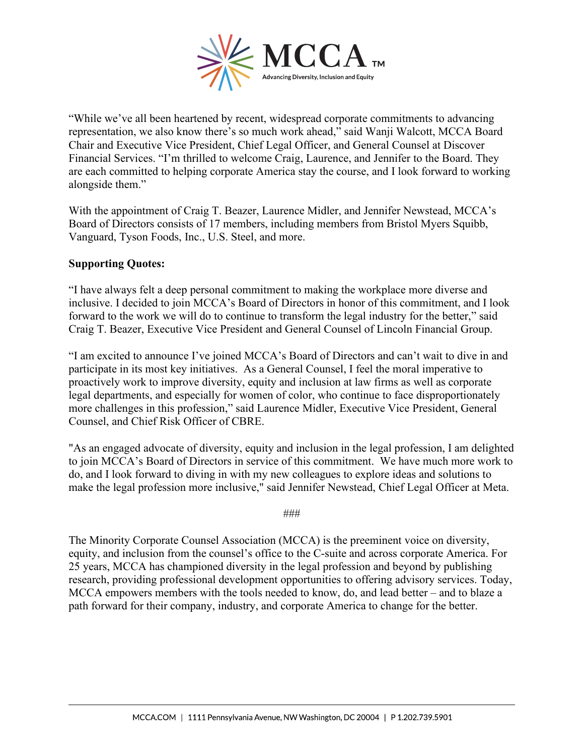"While we've all been heartened by recent, widespread corporate commitments to advancing representation, we also know there's so much work ahead," said Wanji Walcott, MCCA Board Chair and Executive Vice President, Chief Legal Officer, and General Counsel at Discover Financial Services. "I'm thrilled to welcome Craig, Laurence, and Jennifer to the Board. They are each committed to helping corporate America stay the course, and I look forward to working alongside them."

With the appointment of Craig T. Beazer, Laurence Midler, and Jennifer Newstead, MCCA's Board of Directors consists of 17 members, including members from Bristol Myers Squibb, Vanguard, Tyson Foods, Inc., U.S. Steel, and more.

**Supporting Quotes:**

"I have always felt a deep personal commitment to making the workplace more diverse and inclusive. I decided to join MCCA's Board of Directors in honor of this commitment, and I look forward to the work we will do to continue to transform the legal industry for the better," said Craig T. Beazer, Executive Vice President and General Counsel of Lincoln Financial Group.

"I am excited to announce I've joined MCCA's Board of Directors and can't wait to dive in and participate in its most key initiatives. As a General Counsel, I feel the moral imperative to proactively work to improve diversity, equity and inclusion at law firms as well as corporate legal departments, and especially for women of color, who continue to face disproportionately more challenges in this profession," said Laurence Midler, Executive Vice President, General Counsel, and Chief Risk Officer of CBRE.

"As an engaged advocate of diversity, equity and inclusion in the legal profession, I am delighted to join MCCA's Board of Directors in service of this commitment. We have much more work to do, and I look forward to diving in with my new colleagues to explore ideas and solutions to make the legal profession more inclusive," said Jennifer Newstead, Chief Legal Officer at Meta.

###

The Minority Corporate Counsel Association (MCCA) is the preeminent voice on diversity, equity, and inclusion from the counsel's office to the C-suite and across corporate America. For 25 years, MCCA has championed diversity in the legal profession and beyond by publishing research, providing professional development opportunities to offering advisory services. Today, MCCA empowers members with the tools needed to know, do, and lead better – and to blaze a path forward for their company, industry, and corporate America to change for the better.